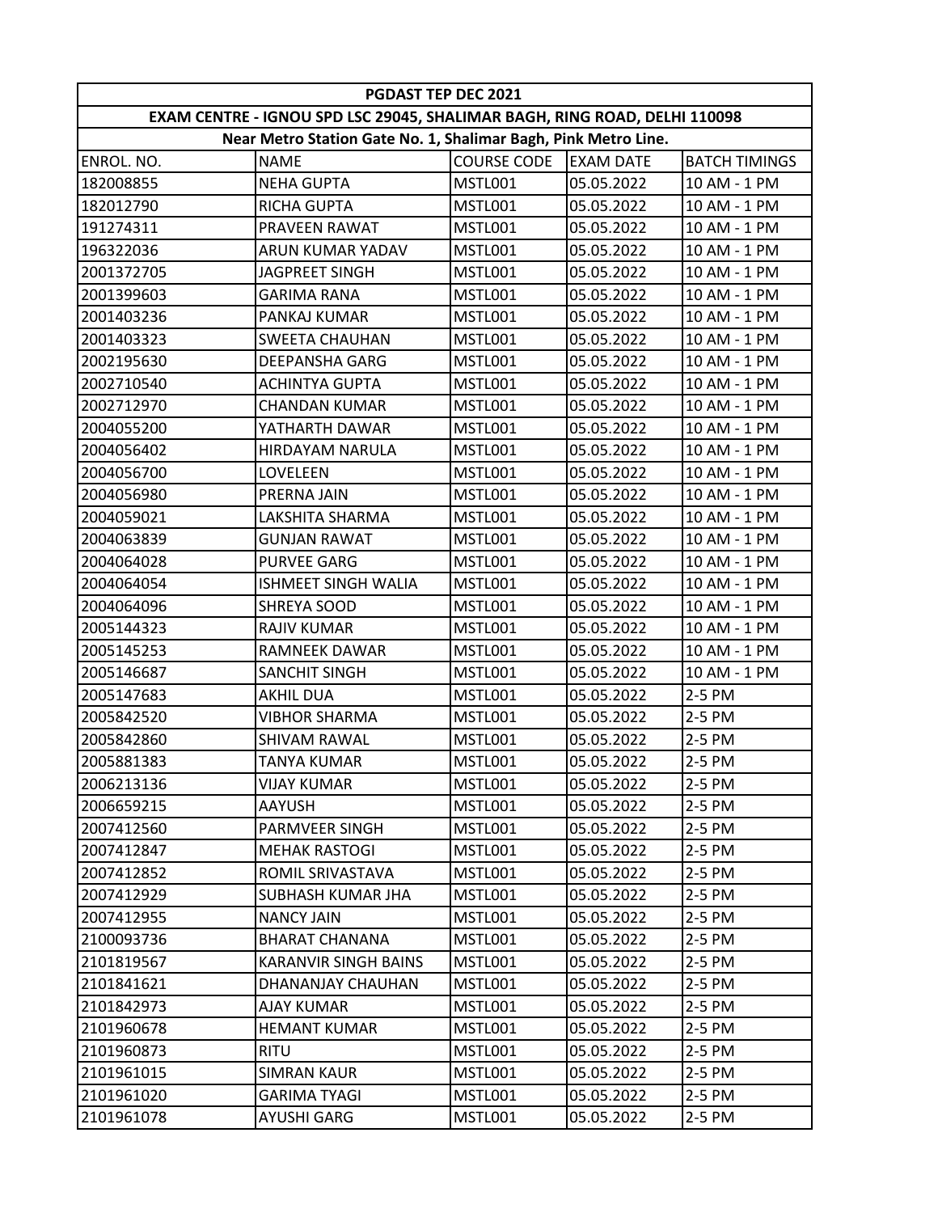| PGDAST TEP DEC 2021 | | | | |
|---|---|---|---|---|
| EXAM CENTRE - IGNOU SPD LSC 29045, SHALIMAR BAGH, RING ROAD, DELHI 110098 | | | | |
| Near Metro Station Gate No. 1, Shalimar Bagh, Pink Metro Line. | | | | |
| ENROL. NO. | NAME | COURSE CODE | EXAM DATE | BATCH TIMINGS |
| 182008855 | NEHA GUPTA | MSTL001 | 05.05.2022 | 10 AM - 1 PM |
| 182012790 | RICHA GUPTA | MSTL001 | 05.05.2022 | 10 AM - 1 PM |
| 191274311 | PRAVEEN RAWAT | MSTL001 | 05.05.2022 | 10 AM - 1 PM |
| 196322036 | ARUN KUMAR YADAV | MSTL001 | 05.05.2022 | 10 AM - 1 PM |
| 2001372705 | JAGPREET SINGH | MSTL001 | 05.05.2022 | 10 AM - 1 PM |
| 2001399603 | GARIMA RANA | MSTL001 | 05.05.2022 | 10 AM - 1 PM |
| 2001403236 | PANKAJ KUMAR | MSTL001 | 05.05.2022 | 10 AM - 1 PM |
| 2001403323 | SWEETA CHAUHAN | MSTL001 | 05.05.2022 | 10 AM - 1 PM |
| 2002195630 | DEEPANSHA GARG | MSTL001 | 05.05.2022 | 10 AM - 1 PM |
| 2002710540 | ACHINTYA GUPTA | MSTL001 | 05.05.2022 | 10 AM - 1 PM |
| 2002712970 | CHANDAN KUMAR | MSTL001 | 05.05.2022 | 10 AM - 1 PM |
| 2004055200 | YATHARTH DAWAR | MSTL001 | 05.05.2022 | 10 AM - 1 PM |
| 2004056402 | HIRDAYAM NARULA | MSTL001 | 05.05.2022 | 10 AM - 1 PM |
| 2004056700 | LOVELEEN | MSTL001 | 05.05.2022 | 10 AM - 1 PM |
| 2004056980 | PRERNA JAIN | MSTL001 | 05.05.2022 | 10 AM - 1 PM |
| 2004059021 | LAKSHITA SHARMA | MSTL001 | 05.05.2022 | 10 AM - 1 PM |
| 2004063839 | GUNJAN RAWAT | MSTL001 | 05.05.2022 | 10 AM - 1 PM |
| 2004064028 | PURVEE GARG | MSTL001 | 05.05.2022 | 10 AM - 1 PM |
| 2004064054 | ISHMEET SINGH WALIA | MSTL001 | 05.05.2022 | 10 AM - 1 PM |
| 2004064096 | SHREYA SOOD | MSTL001 | 05.05.2022 | 10 AM - 1 PM |
| 2005144323 | RAJIV KUMAR | MSTL001 | 05.05.2022 | 10 AM - 1 PM |
| 2005145253 | RAMNEEK DAWAR | MSTL001 | 05.05.2022 | 10 AM - 1 PM |
| 2005146687 | SANCHIT SINGH | MSTL001 | 05.05.2022 | 10 AM - 1 PM |
| 2005147683 | AKHIL DUA | MSTL001 | 05.05.2022 | 2-5 PM |
| 2005842520 | VIBHOR SHARMA | MSTL001 | 05.05.2022 | 2-5 PM |
| 2005842860 | SHIVAM RAWAL | MSTL001 | 05.05.2022 | 2-5 PM |
| 2005881383 | TANYA KUMAR | MSTL001 | 05.05.2022 | 2-5 PM |
| 2006213136 | VIJAY KUMAR | MSTL001 | 05.05.2022 | 2-5 PM |
| 2006659215 | AAYUSH | MSTL001 | 05.05.2022 | 2-5 PM |
| 2007412560 | PARMVEER SINGH | MSTL001 | 05.05.2022 | 2-5 PM |
| 2007412847 | MEHAK RASTOGI | MSTL001 | 05.05.2022 | 2-5 PM |
| 2007412852 | ROMIL SRIVASTAVA | MSTL001 | 05.05.2022 | 2-5 PM |
| 2007412929 | SUBHASH KUMAR JHA | MSTL001 | 05.05.2022 | 2-5 PM |
| 2007412955 | NANCY JAIN | MSTL001 | 05.05.2022 | 2-5 PM |
| 2100093736 | BHARAT CHANANA | MSTL001 | 05.05.2022 | 2-5 PM |
| 2101819567 | KARANVIR SINGH BAINS | MSTL001 | 05.05.2022 | 2-5 PM |
| 2101841621 | DHANANJAY CHAUHAN | MSTL001 | 05.05.2022 | 2-5 PM |
| 2101842973 | AJAY KUMAR | MSTL001 | 05.05.2022 | 2-5 PM |
| 2101960678 | HEMANT KUMAR | MSTL001 | 05.05.2022 | 2-5 PM |
| 2101960873 | RITU | MSTL001 | 05.05.2022 | 2-5 PM |
| 2101961015 | SIMRAN KAUR | MSTL001 | 05.05.2022 | 2-5 PM |
| 2101961020 | GARIMA TYAGI | MSTL001 | 05.05.2022 | 2-5 PM |
| 2101961078 | AYUSHI GARG | MSTL001 | 05.05.2022 | 2-5 PM |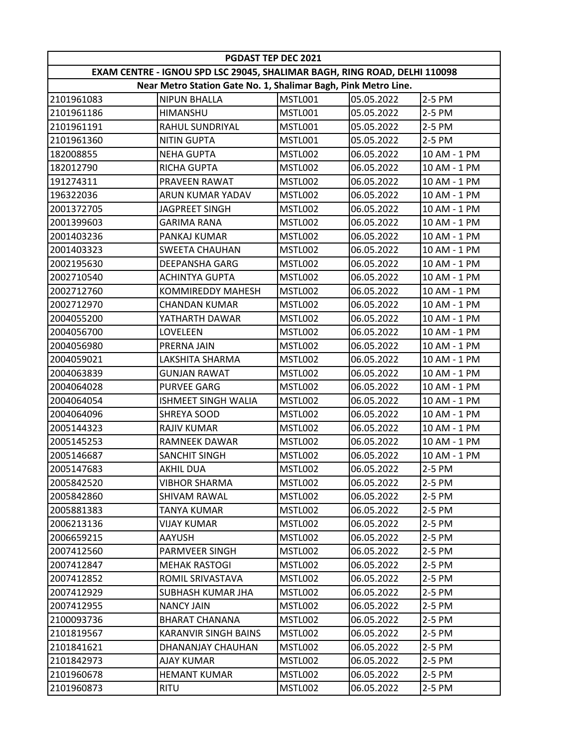| PGDAST TEP DEC 2021 | | | | |
|---|---|---|---|---|
| EXAM CENTRE - IGNOU SPD LSC 29045, SHALIMAR BAGH, RING ROAD, DELHI 110098 | | | | |
| Near Metro Station Gate No. 1, Shalimar Bagh, Pink Metro Line. | | | | |
| 2101961083 | NIPUN BHALLA | MSTL001 | 05.05.2022 | 2-5 PM |
| 2101961186 | HIMANSHU | MSTL001 | 05.05.2022 | 2-5 PM |
| 2101961191 | RAHUL SUNDRIYAL | MSTL001 | 05.05.2022 | 2-5 PM |
| 2101961360 | NITIN GUPTA | MSTL001 | 05.05.2022 | 2-5 PM |
| 182008855 | NEHA GUPTA | MSTL002 | 06.05.2022 | 10 AM - 1 PM |
| 182012790 | RICHA GUPTA | MSTL002 | 06.05.2022 | 10 AM - 1 PM |
| 191274311 | PRAVEEN RAWAT | MSTL002 | 06.05.2022 | 10 AM - 1 PM |
| 196322036 | ARUN KUMAR YADAV | MSTL002 | 06.05.2022 | 10 AM - 1 PM |
| 2001372705 | JAGPREET SINGH | MSTL002 | 06.05.2022 | 10 AM - 1 PM |
| 2001399603 | GARIMA RANA | MSTL002 | 06.05.2022 | 10 AM - 1 PM |
| 2001403236 | PANKAJ KUMAR | MSTL002 | 06.05.2022 | 10 AM - 1 PM |
| 2001403323 | SWEETA CHAUHAN | MSTL002 | 06.05.2022 | 10 AM - 1 PM |
| 2002195630 | DEEPANSHA GARG | MSTL002 | 06.05.2022 | 10 AM - 1 PM |
| 2002710540 | ACHINTYA GUPTA | MSTL002 | 06.05.2022 | 10 AM - 1 PM |
| 2002712760 | KOMMIREDDY MAHESH | MSTL002 | 06.05.2022 | 10 AM - 1 PM |
| 2002712970 | CHANDAN KUMAR | MSTL002 | 06.05.2022 | 10 AM - 1 PM |
| 2004055200 | YATHARTH DAWAR | MSTL002 | 06.05.2022 | 10 AM - 1 PM |
| 2004056700 | LOVELEEN | MSTL002 | 06.05.2022 | 10 AM - 1 PM |
| 2004056980 | PRERNA JAIN | MSTL002 | 06.05.2022 | 10 AM - 1 PM |
| 2004059021 | LAKSHITA SHARMA | MSTL002 | 06.05.2022 | 10 AM - 1 PM |
| 2004063839 | GUNJAN RAWAT | MSTL002 | 06.05.2022 | 10 AM - 1 PM |
| 2004064028 | PURVEE GARG | MSTL002 | 06.05.2022 | 10 AM - 1 PM |
| 2004064054 | ISHMEET SINGH WALIA | MSTL002 | 06.05.2022 | 10 AM - 1 PM |
| 2004064096 | SHREYA SOOD | MSTL002 | 06.05.2022 | 10 AM - 1 PM |
| 2005144323 | RAJIV KUMAR | MSTL002 | 06.05.2022 | 10 AM - 1 PM |
| 2005145253 | RAMNEEK DAWAR | MSTL002 | 06.05.2022 | 10 AM - 1 PM |
| 2005146687 | SANCHIT SINGH | MSTL002 | 06.05.2022 | 10 AM - 1 PM |
| 2005147683 | AKHIL DUA | MSTL002 | 06.05.2022 | 2-5 PM |
| 2005842520 | VIBHOR SHARMA | MSTL002 | 06.05.2022 | 2-5 PM |
| 2005842860 | SHIVAM RAWAL | MSTL002 | 06.05.2022 | 2-5 PM |
| 2005881383 | TANYA KUMAR | MSTL002 | 06.05.2022 | 2-5 PM |
| 2006213136 | VIJAY KUMAR | MSTL002 | 06.05.2022 | 2-5 PM |
| 2006659215 | AAYUSH | MSTL002 | 06.05.2022 | 2-5 PM |
| 2007412560 | PARMVEER SINGH | MSTL002 | 06.05.2022 | 2-5 PM |
| 2007412847 | MEHAK RASTOGI | MSTL002 | 06.05.2022 | 2-5 PM |
| 2007412852 | ROMIL SRIVASTAVA | MSTL002 | 06.05.2022 | 2-5 PM |
| 2007412929 | SUBHASH KUMAR JHA | MSTL002 | 06.05.2022 | 2-5 PM |
| 2007412955 | NANCY JAIN | MSTL002 | 06.05.2022 | 2-5 PM |
| 2100093736 | BHARAT CHANANA | MSTL002 | 06.05.2022 | 2-5 PM |
| 2101819567 | KARANVIR SINGH BAINS | MSTL002 | 06.05.2022 | 2-5 PM |
| 2101841621 | DHANANJAY CHAUHAN | MSTL002 | 06.05.2022 | 2-5 PM |
| 2101842973 | AJAY KUMAR | MSTL002 | 06.05.2022 | 2-5 PM |
| 2101960678 | HEMANT KUMAR | MSTL002 | 06.05.2022 | 2-5 PM |
| 2101960873 | RITU | MSTL002 | 06.05.2022 | 2-5 PM |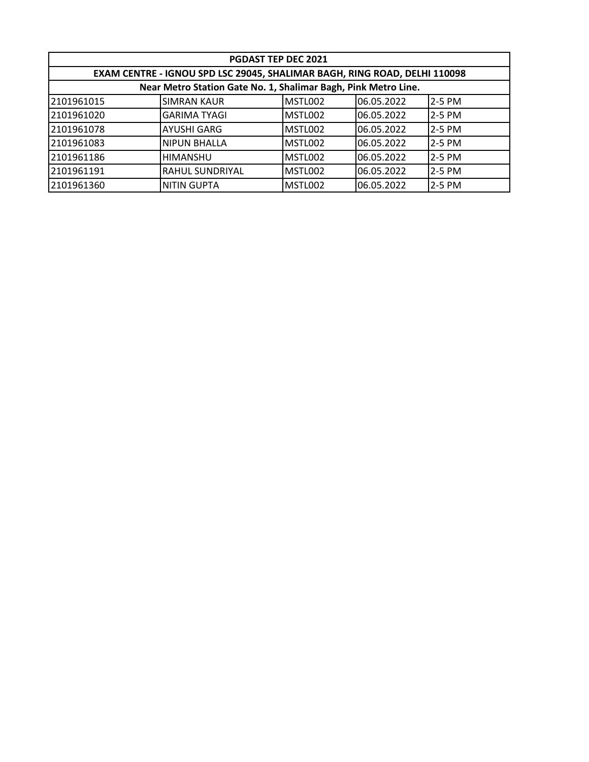| | | | | |
|---|---|---|---|---|
| **PGDAST TEP DEC 2021** | | | | |
| **EXAM CENTRE - IGNOU SPD LSC 29045, SHALIMAR BAGH, RING ROAD, DELHI 110098** | | | | |
| **Near Metro Station Gate No. 1, Shalimar Bagh, Pink Metro Line.** | | | | |
| 2101961015 | SIMRAN KAUR | MSTL002 | 06.05.2022 | 2-5 PM |
| 2101961020 | GARIMA TYAGI | MSTL002 | 06.05.2022 | 2-5 PM |
| 2101961078 | AYUSHI GARG | MSTL002 | 06.05.2022 | 2-5 PM |
| 2101961083 | NIPUN BHALLA | MSTL002 | 06.05.2022 | 2-5 PM |
| 2101961186 | HIMANSHU | MSTL002 | 06.05.2022 | 2-5 PM |
| 2101961191 | RAHUL SUNDRIYAL | MSTL002 | 06.05.2022 | 2-5 PM |
| 2101961360 | NITIN GUPTA | MSTL002 | 06.05.2022 | 2-5 PM |